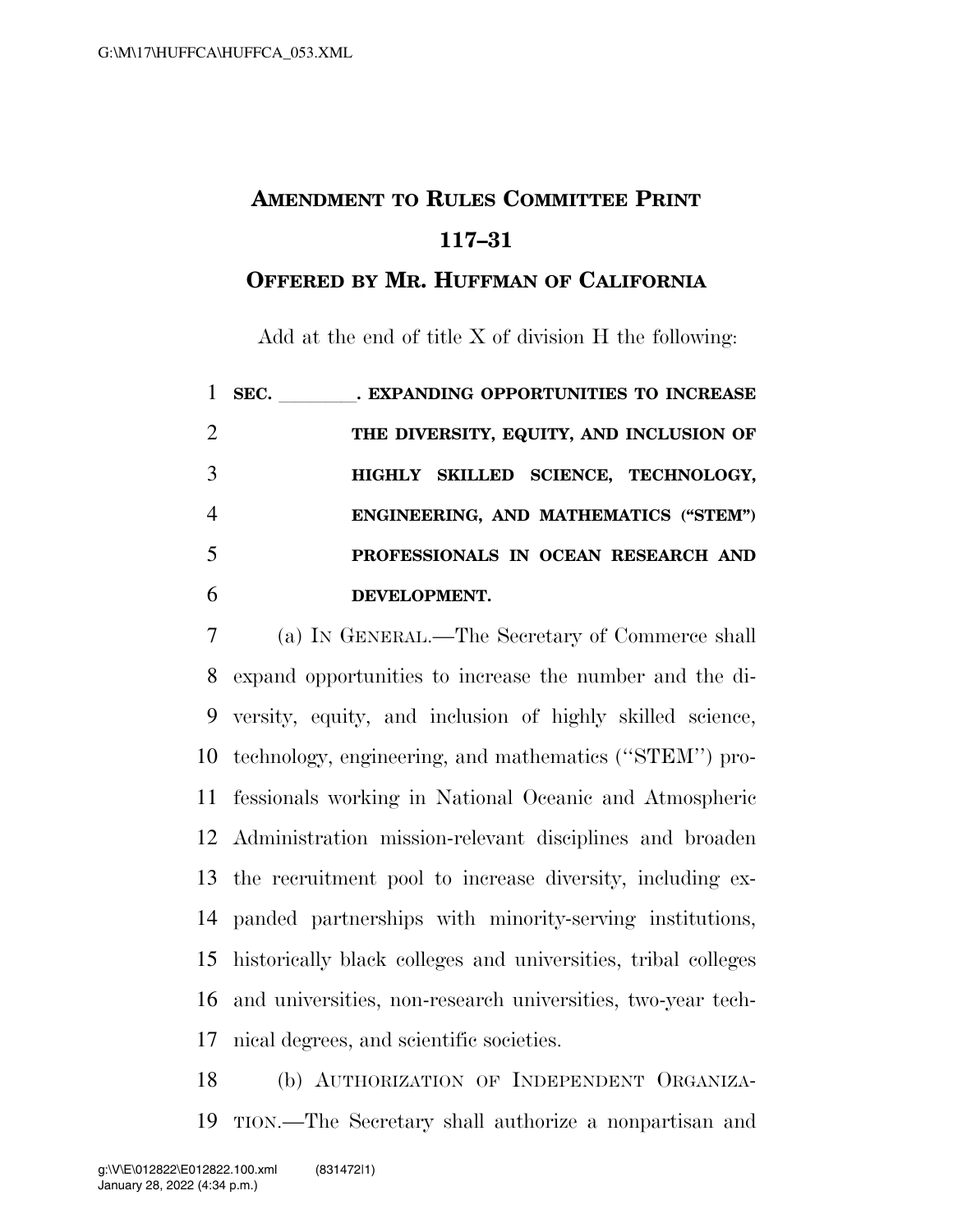# AMENDMENT TO RULES COMMITTEE PRINT 117–31

## OFFERED BY MR. HUFFMAN OF CALIFORNIA

Add at the end of title X of division H the following:

**SEC. \_\_\_\_\_\_\_\_. EXPANDING OPPORTUNITIES TO INCREASE THE DIVERSITY, EQUITY, AND INCLUSION OF HIGHLY SKILLED SCIENCE, TECHNOLOGY, ENGINEERING, AND MATHEMATICS ("STEM") PROFESSIONALS IN OCEAN RESEARCH AND DEVELOPMENT.**

(a) IN GENERAL.—The Secretary of Commerce shall expand opportunities to increase the number and the diversity, equity, and inclusion of highly skilled science, technology, engineering, and mathematics ("STEM") professionals working in National Oceanic and Atmospheric Administration mission-relevant disciplines and broaden the recruitment pool to increase diversity, including expanded partnerships with minority-serving institutions, historically black colleges and universities, tribal colleges and universities, non-research universities, two-year technical degrees, and scientific societies.

(b) AUTHORIZATION OF INDEPENDENT ORGANIZATION.—The Secretary shall authorize a nonpartisan and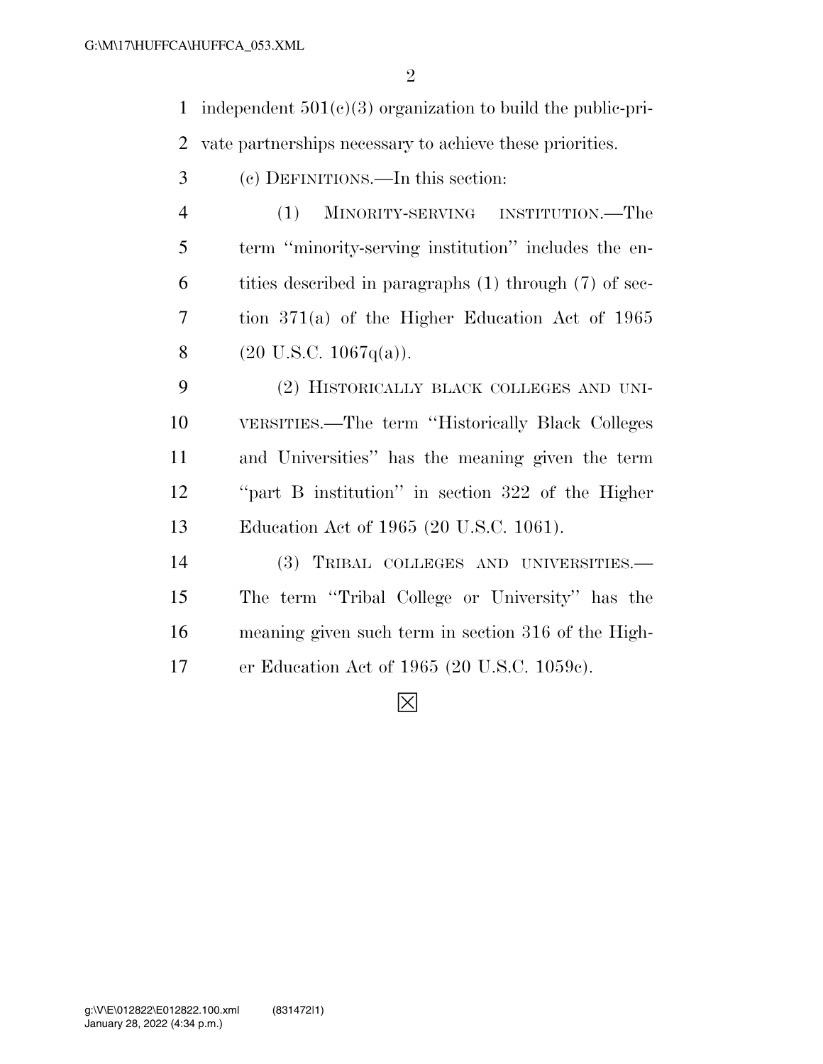independent 501(c)(3) organization to build the public-private partnerships necessary to achieve these priorities.

(c) DEFINITIONS.—In this section:

(1) MINORITY-SERVING INSTITUTION.—The term "minority-serving institution" includes the entities described in paragraphs (1) through (7) of section 371(a) of the Higher Education Act of 1965 (20 U.S.C. 1067q(a)).

(2) HISTORICALLY BLACK COLLEGES AND UNIVERSITIES.—The term "Historically Black Colleges and Universities" has the meaning given the term "part B institution" in section 322 of the Higher Education Act of 1965 (20 U.S.C. 1061).

(3) TRIBAL COLLEGES AND UNIVERSITIES.—The term "Tribal College or University" has the meaning given such term in section 316 of the Higher Education Act of 1965 (20 U.S.C. 1059c).

☒